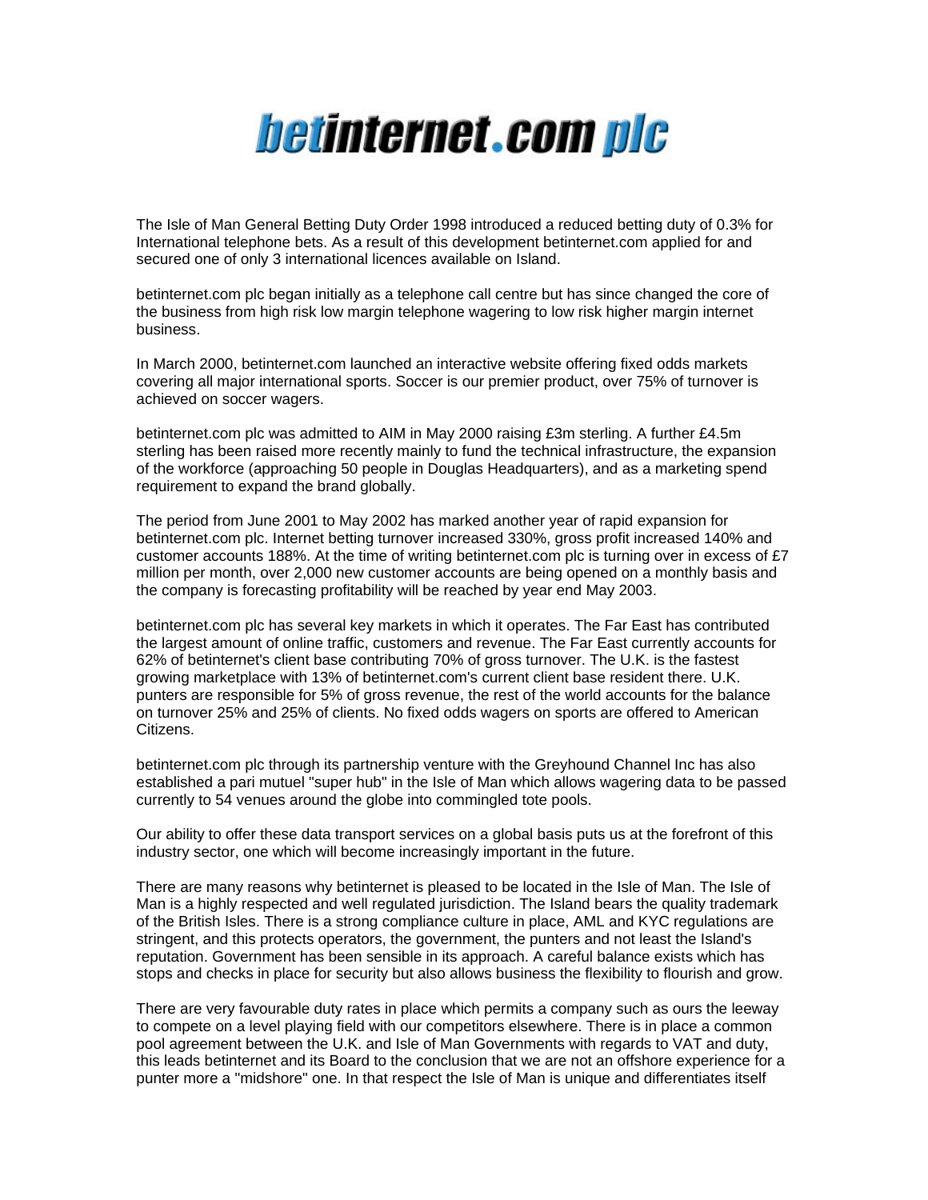# betinternet.com plc

The Isle of Man General Betting Duty Order 1998 introduced a reduced betting duty of 0.3% for International telephone bets. As a result of this development betinternet.com applied for and secured one of only 3 international licences available on Island.

betinternet.com plc began initially as a telephone call centre but has since changed the core of the business from high risk low margin telephone wagering to low risk higher margin internet business.

In March 2000, betinternet.com launched an interactive website offering fixed odds markets covering all major international sports. Soccer is our premier product, over 75% of turnover is achieved on soccer wagers.

betinternet.com plc was admitted to AIM in May 2000 raising £3m sterling. A further £4.5m sterling has been raised more recently mainly to fund the technical infrastructure, the expansion of the workforce (approaching 50 people in Douglas Headquarters), and as a marketing spend requirement to expand the brand globally.

The period from June 2001 to May 2002 has marked another year of rapid expansion for betinternet.com plc. Internet betting turnover increased 330%, gross profit increased 140% and customer accounts 188%. At the time of writing betinternet.com plc is turning over in excess of £7 million per month, over 2,000 new customer accounts are being opened on a monthly basis and the company is forecasting profitability will be reached by year end May 2003.

betinternet.com plc has several key markets in which it operates. The Far East has contributed the largest amount of online traffic, customers and revenue. The Far East currently accounts for 62% of betinternet's client base contributing 70% of gross turnover. The U.K. is the fastest growing marketplace with 13% of betinternet.com's current client base resident there. U.K. punters are responsible for 5% of gross revenue, the rest of the world accounts for the balance on turnover 25% and 25% of clients. No fixed odds wagers on sports are offered to American Citizens.

betinternet.com plc through its partnership venture with the Greyhound Channel Inc has also established a pari mutuel "super hub" in the Isle of Man which allows wagering data to be passed currently to 54 venues around the globe into commingled tote pools.

Our ability to offer these data transport services on a global basis puts us at the forefront of this industry sector, one which will become increasingly important in the future.

There are many reasons why betinternet is pleased to be located in the Isle of Man. The Isle of Man is a highly respected and well regulated jurisdiction. The Island bears the quality trademark of the British Isles. There is a strong compliance culture in place, AML and KYC regulations are stringent, and this protects operators, the government, the punters and not least the Island's reputation. Government has been sensible in its approach. A careful balance exists which has stops and checks in place for security but also allows business the flexibility to flourish and grow.

There are very favourable duty rates in place which permits a company such as ours the leeway to compete on a level playing field with our competitors elsewhere. There is in place a common pool agreement between the U.K. and Isle of Man Governments with regards to VAT and duty, this leads betinternet and its Board to the conclusion that we are not an offshore experience for a punter more a "midshore" one. In that respect the Isle of Man is unique and differentiates itself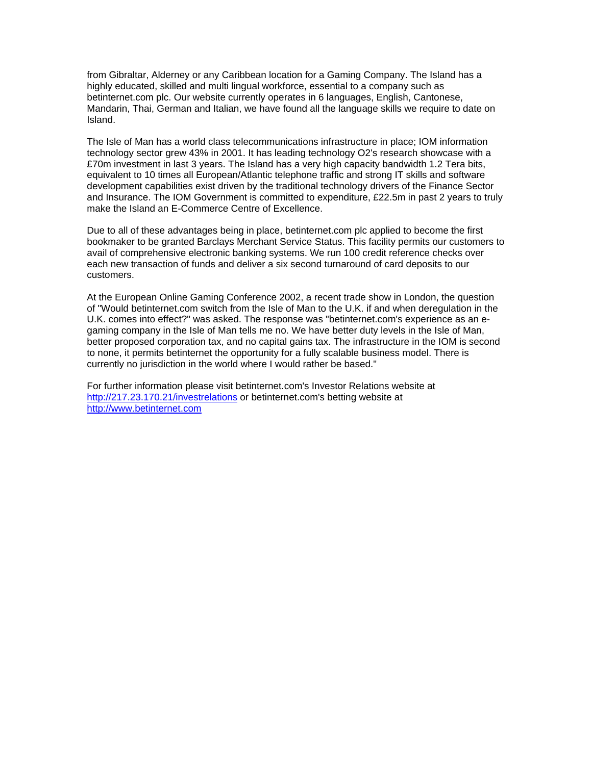from Gibraltar, Alderney or any Caribbean location for a Gaming Company. The Island has a highly educated, skilled and multi lingual workforce, essential to a company such as betinternet.com plc. Our website currently operates in 6 languages, English, Cantonese, Mandarin, Thai, German and Italian, we have found all the language skills we require to date on Island.

The Isle of Man has a world class telecommunications infrastructure in place; IOM information technology sector grew 43% in 2001. It has leading technology O2's research showcase with a £70m investment in last 3 years. The Island has a very high capacity bandwidth 1.2 Tera bits, equivalent to 10 times all European/Atlantic telephone traffic and strong IT skills and software development capabilities exist driven by the traditional technology drivers of the Finance Sector and Insurance. The IOM Government is committed to expenditure, £22.5m in past 2 years to truly make the Island an E-Commerce Centre of Excellence.

Due to all of these advantages being in place, betinternet.com plc applied to become the first bookmaker to be granted Barclays Merchant Service Status. This facility permits our customers to avail of comprehensive electronic banking systems. We run 100 credit reference checks over each new transaction of funds and deliver a six second turnaround of card deposits to our customers.

At the European Online Gaming Conference 2002, a recent trade show in London, the question of "Would betinternet.com switch from the Isle of Man to the U.K. if and when deregulation in the U.K. comes into effect?" was asked. The response was "betinternet.com's experience as an e-gaming company in the Isle of Man tells me no. We have better duty levels in the Isle of Man, better proposed corporation tax, and no capital gains tax. The infrastructure in the IOM is second to none, it permits betinternet the opportunity for a fully scalable business model. There is currently no jurisdiction in the world where I would rather be based."

For further information please visit betinternet.com's Investor Relations website at [http://217.23.170.21/investrelations](http://217.23.170.21/investrelations) or betinternet.com's betting website at [http://www.betinternet.com](http://www.betinternet.com)